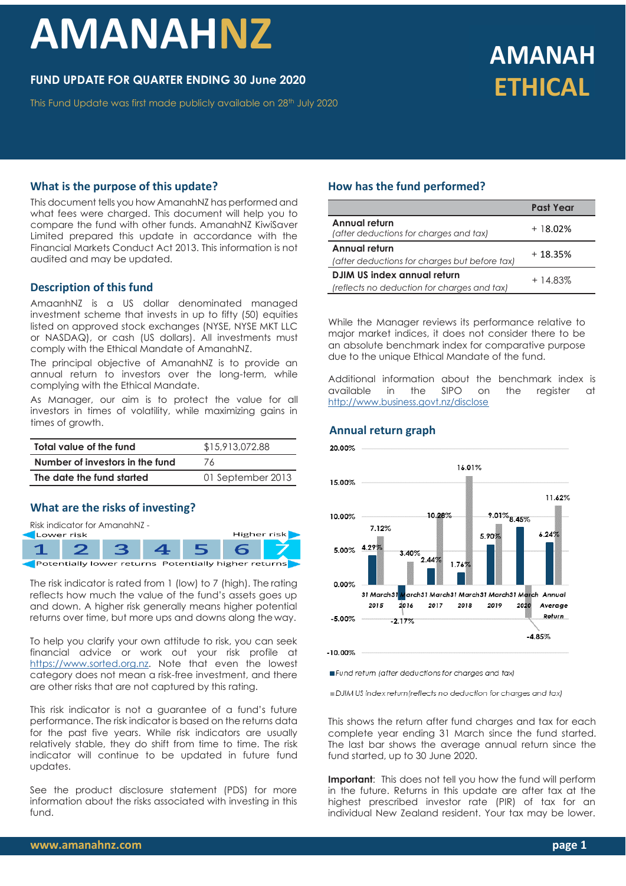# AMANAHNZ

## FUND UPDATE FOR QUARTER ENDING 30 June 2020

This Fund Update was first made publicly available on 28th July 2020

# AMANAH ETHICAL

## What is the purpose of this update?

This document tells you how AmanahNZ has performed and what fees were charged. This document will help you to compare the fund with other funds. AmanahNZ KiwiSaver Limited prepared this update in accordance with the Financial Markets Conduct Act 2013. This information is not audited and may be updated.

## Description of this fund

AmaanhNZ is a US dollar denominated managed investment scheme that invests in up to fifty (50) equities listed on approved stock exchanges (NYSE, NYSE MKT LLC or NASDAQ), or cash (US dollars). All investments must comply with the Ethical Mandate of AmanahNZ.

The principal objective of AmanahNZ is to provide an annual return to investors over the long-term, while complying with the Ethical Mandate.

As Manager, our aim is to protect the value for all investors in times of volatility, while maximizing gains in times of growth.

| | |
|---|---|
| **Total value of the fund** | $15,913,072.88 |
| **Number of investors in the fund** | 76 |
| **The date the fund started** | 01 September 2013 |

## What are the risks of investing?

Risk indicator for AmanahNZ -

| Lower risk | | | | | | Higher risk |
|---|---|---|---|---|---|---|
| 1 | 2 | 3 | 4 | 5 | 6 | **7** |
| Potentially lower returns | | | | | | Potentially higher returns |

The risk indicator is rated from 1 (low) to 7 (high). The rating reflects how much the value of the fund's assets goes up and down. A higher risk generally means higher potential returns over time, but more ups and downs along the way.

To help you clarify your own attitude to risk, you can seek financial advice or work out your risk profile at https://www.sorted.org.nz. Note that even the lowest category does not mean a risk-free investment, and there are other risks that are not captured by this rating.

This risk indicator is not a guarantee of a fund's future performance. The risk indicator is based on the returns data for the past five years. While risk indicators are usually relatively stable, they do shift from time to time. The risk indicator will continue to be updated in future fund updates.

See the product disclosure statement (PDS) for more information about the risks associated with investing in this fund.

## How has the fund performed?

| | Past Year |
|---|---|
| **Annual return**<br>*(after deductions for charges and tax)* | + 18.02% |
| **Annual return**<br>*(after deductions for charges but before tax)* | + 18.35% |
| **DJIM US index annual return**<br>*(reflects no deduction for charges and tax)* | + 14.83% |

While the Manager reviews its performance relative to major market indices, it does not consider there to be an absolute benchmark index for comparative purpose due to the unique Ethical Mandate of the fund.

Additional information about the benchmark index is available in the SIPO on the register at http://www.business.govt.nz/disclose

## Annual return graph

| | Fund return (after deductions for charges and tax) | DJIM US index return (reflects no deduction for charges and tax) |
|---|---|---|
| 31 March 2015 | 4.29% | 7.12% |
| 31 March 2016 | -2.17% | 3.40% |
| 31 March 2017 | 2.44% | 10.28% |
| 31 March 2018 | 1.76% | 16.01% |
| 31 March 2019 | 5.90% | 9.01% |
| 31 March 2020 | 8.45% | -4.85% |
| Annual Average Return | 6.24% | 11.62% |

This shows the return after fund charges and tax for each complete year ending 31 March since the fund started. The last bar shows the average annual return since the fund started, up to 30 June 2020.

**Important**: This does not tell you how the fund will perform in the future. Returns in this update are after tax at the highest prescribed investor rate (PIR) of tax for an individual New Zealand resident. Your tax may be lower.

www.amanahnz.com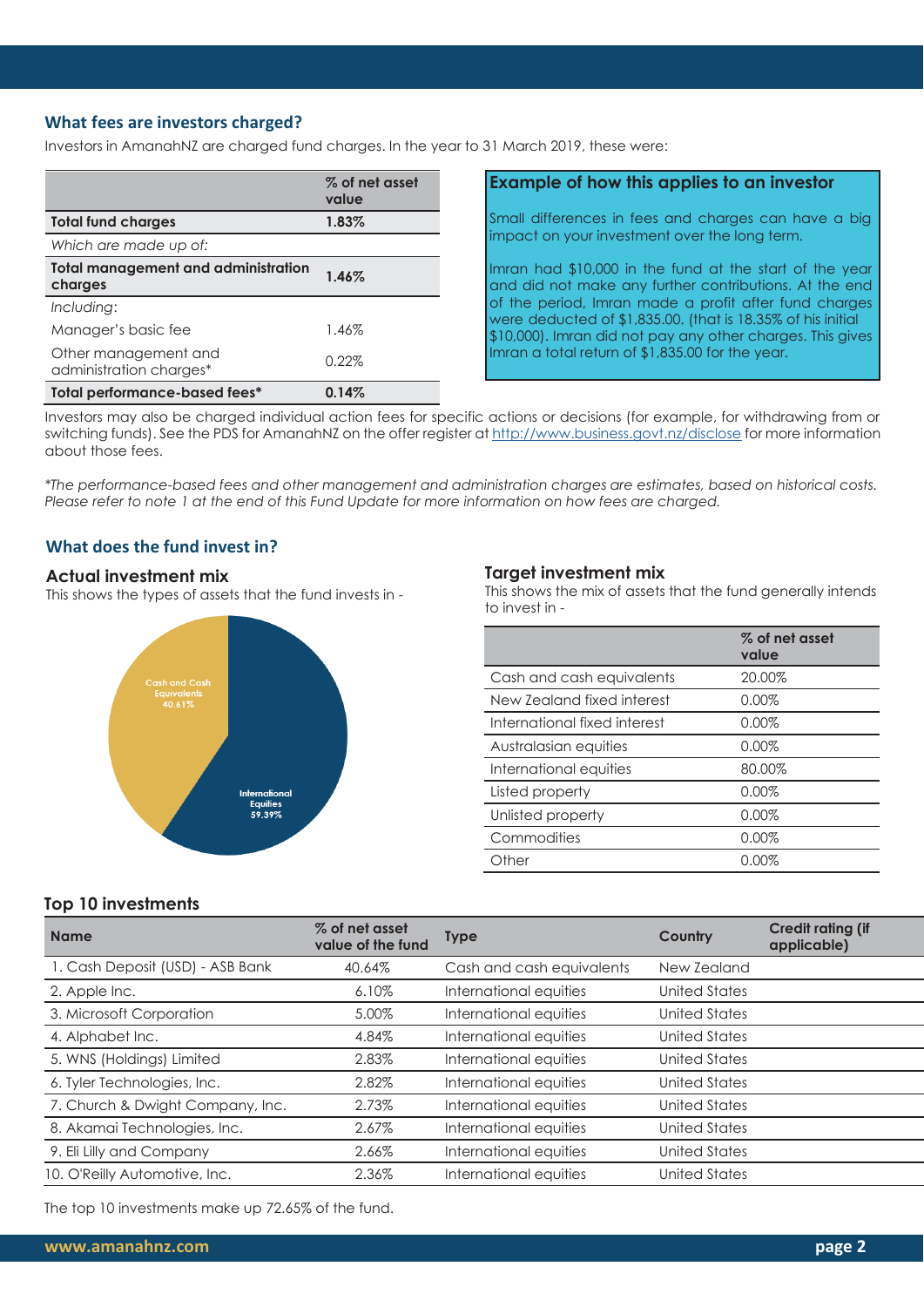## What fees are investors charged?

Investors in AmanahNZ are charged fund charges. In the year to 31 March 2019, these were:

| | % of net asset value |
|---|---|
| **Total fund charges** | **1.83%** |
| *Which are made up of:* | |
| **Total management and administration charges** | **1.46%** |
| *Including:* | |
| Manager's basic fee | 1.46% |
| Other management and administration charges* | 0.22% |
| **Total performance-based fees*** | **0.14%** |

### Example of how this applies to an investor

Small differences in fees and charges can have a big impact on your investment over the long term.

Imran had $10,000 in the fund at the start of the year and did not make any further contributions. At the end of the period, Imran made a profit after fund charges were deducted of $1,835.00. (that is 18.35% of his initial $10,000). Imran did not pay any other charges. This gives Imran a total return of $1,835.00 for the year.

Investors may also be charged individual action fees for specific actions or decisions (for example, for withdrawing from or switching funds). See the PDS for AmanahNZ on the offer register at http://www.business.govt.nz/disclose for more information about those fees.

*\*The performance-based fees and other management and administration charges are estimates, based on historical costs. Please refer to note 1 at the end of this Fund Update for more information on how fees are charged.*

## What does the fund invest in?

### Actual investment mix

This shows the types of assets that the fund invests in -

| Asset | % |
|---|---|
| Cash and Cash Equivalents | 40.61% |
| International Equities | 59.39% |

### Target investment mix

This shows the mix of assets that the fund generally intends to invest in -

| | % of net asset value |
|---|---|
| Cash and cash equivalents | 20.00% |
| New Zealand fixed interest | 0.00% |
| International fixed interest | 0.00% |
| Australasian equities | 0.00% |
| International equities | 80.00% |
| Listed property | 0.00% |
| Unlisted property | 0.00% |
| Commodities | 0.00% |
| Other | 0.00% |

### Top 10 investments

| Name | % of net asset value of the fund | Type | Country | Credit rating (if applicable) |
|---|---|---|---|---|
| 1. Cash Deposit (USD) - ASB Bank | 40.64% | Cash and cash equivalents | New Zealand | |
| 2. Apple Inc. | 6.10% | International equities | United States | |
| 3. Microsoft Corporation | 5.00% | International equities | United States | |
| 4. Alphabet Inc. | 4.84% | International equities | United States | |
| 5. WNS (Holdings) Limited | 2.83% | International equities | United States | |
| 6. Tyler Technologies, Inc. | 2.82% | International equities | United States | |
| 7. Church & Dwight Company, Inc. | 2.73% | International equities | United States | |
| 8. Akamai Technologies, Inc. | 2.67% | International equities | United States | |
| 9. Eli Lilly and Company | 2.66% | International equities | United States | |
| 10. O'Reilly Automotive, Inc. | 2.36% | International equities | United States | |

The top 10 investments make up 72.65% of the fund.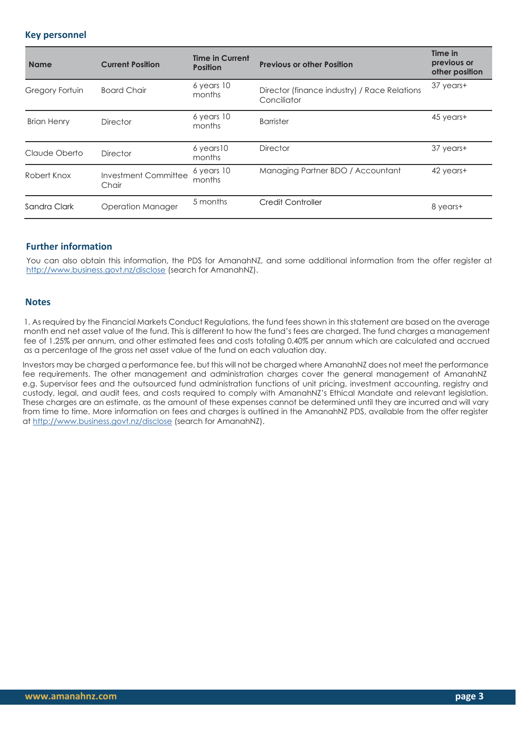## Key personnel

| Name | Current Position | Time in Current Position | Previous or other Position | Time in previous or other position |
|---|---|---|---|---|
| Gregory Fortuin | Board Chair | 6 years 10 months | Director (finance industry) / Race Relations Conciliator | 37 years+ |
| Brian Henry | Director | 6 years 10 months | Barrister | 45 years+ |
| Claude Oberto | Director | 6 years10 months | Director | 37 years+ |
| Robert Knox | Investment Committee Chair | 6 years 10 months | Managing Partner BDO / Accountant | 42 years+ |
| Sandra Clark | Operation Manager | 5 months | Credit Controller | 8 years+ |

## Further information

You can also obtain this information, the PDS for AmanahNZ, and some additional information from the offer register at http://www.business.govt.nz/disclose (search for AmanahNZ).

## Notes

1. As required by the Financial Markets Conduct Regulations, the fund fees shown in this statement are based on the average month end net asset value of the fund. This is different to how the fund's fees are charged. The fund charges a management fee of 1.25% per annum, and other estimated fees and costs totaling 0.40% per annum which are calculated and accrued as a percentage of the gross net asset value of the fund on each valuation day.

Investors may be charged a performance fee, but this will not be charged where AmanahNZ does not meet the performance fee requirements. The other management and administration charges cover the general management of AmanahNZ e.g. Supervisor fees and the outsourced fund administration functions of unit pricing, investment accounting, registry and custody, legal, and audit fees, and costs required to comply with AmanahNZ's Ethical Mandate and relevant legislation. These charges are an estimate, as the amount of these expenses cannot be determined until they are incurred and will vary from time to time. More information on fees and charges is outlined in the AmanahNZ PDS, available from the offer register at http://www.business.govt.nz/disclose (search for AmanahNZ).